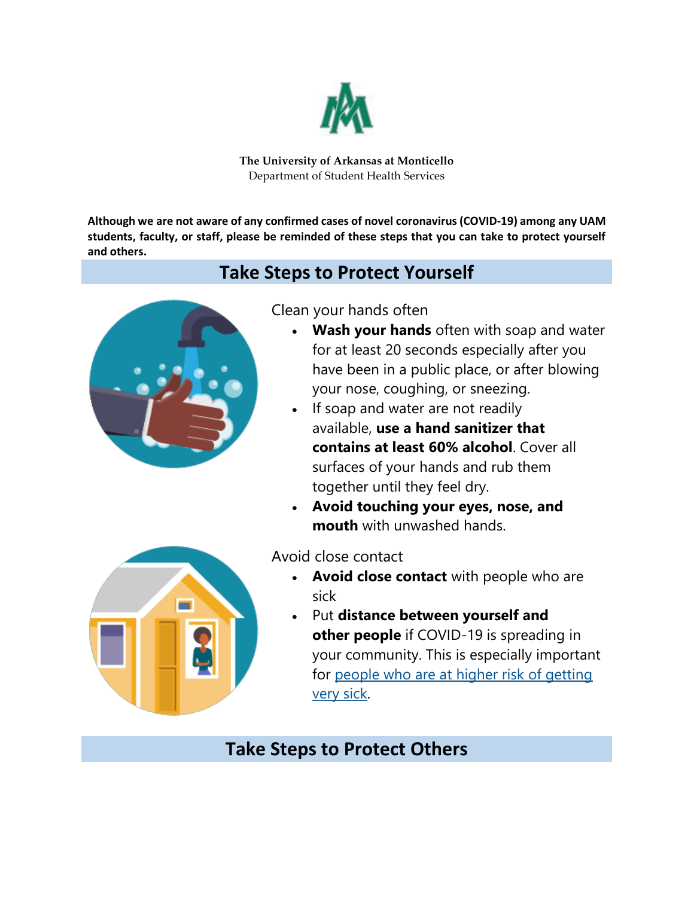**The University of Arkansas at Monticello**
Department of Student Health Services

**Although we are not aware of any confirmed cases of novel coronavirus (COVID-19) among any UAM students, faculty, or staff, please be reminded of these steps that you can take to protect yourself and others.**

## Take Steps to Protect Yourself

Clean your hands often

- **Wash your hands** often with soap and water for at least 20 seconds especially after you have been in a public place, or after blowing your nose, coughing, or sneezing.
- If soap and water are not readily available, **use a hand sanitizer that contains at least 60% alcohol**. Cover all surfaces of your hands and rub them together until they feel dry.
- **Avoid touching your eyes, nose, and mouth** with unwashed hands.

Avoid close contact

- **Avoid close contact** with people who are sick
- Put **distance between yourself and other people** if COVID-19 is spreading in your community. This is especially important for people who are at higher risk of getting very sick.

## Take Steps to Protect Others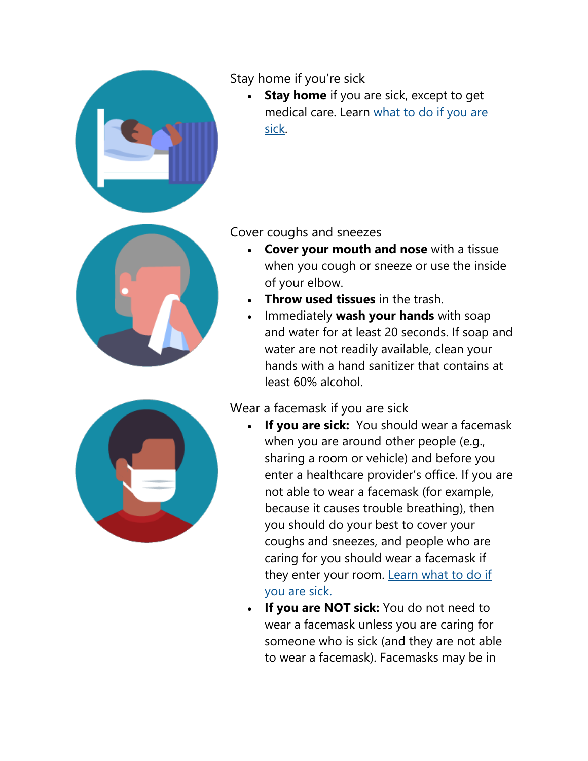Stay home if you're sick

- **Stay home** if you are sick, except to get medical care. Learn [what to do if you are sick](#).

Cover coughs and sneezes

- **Cover your mouth and nose** with a tissue when you cough or sneeze or use the inside of your elbow.
- **Throw used tissues** in the trash.
- Immediately **wash your hands** with soap and water for at least 20 seconds. If soap and water are not readily available, clean your hands with a hand sanitizer that contains at least 60% alcohol.

Wear a facemask if you are sick

- **If you are sick:** You should wear a facemask when you are around other people (e.g., sharing a room or vehicle) and before you enter a healthcare provider's office. If you are not able to wear a facemask (for example, because it causes trouble breathing), then you should do your best to cover your coughs and sneezes, and people who are caring for you should wear a facemask if they enter your room. [Learn what to do if you are sick.](#)
- **If you are NOT sick:** You do not need to wear a facemask unless you are caring for someone who is sick (and they are not able to wear a facemask). Facemasks may be in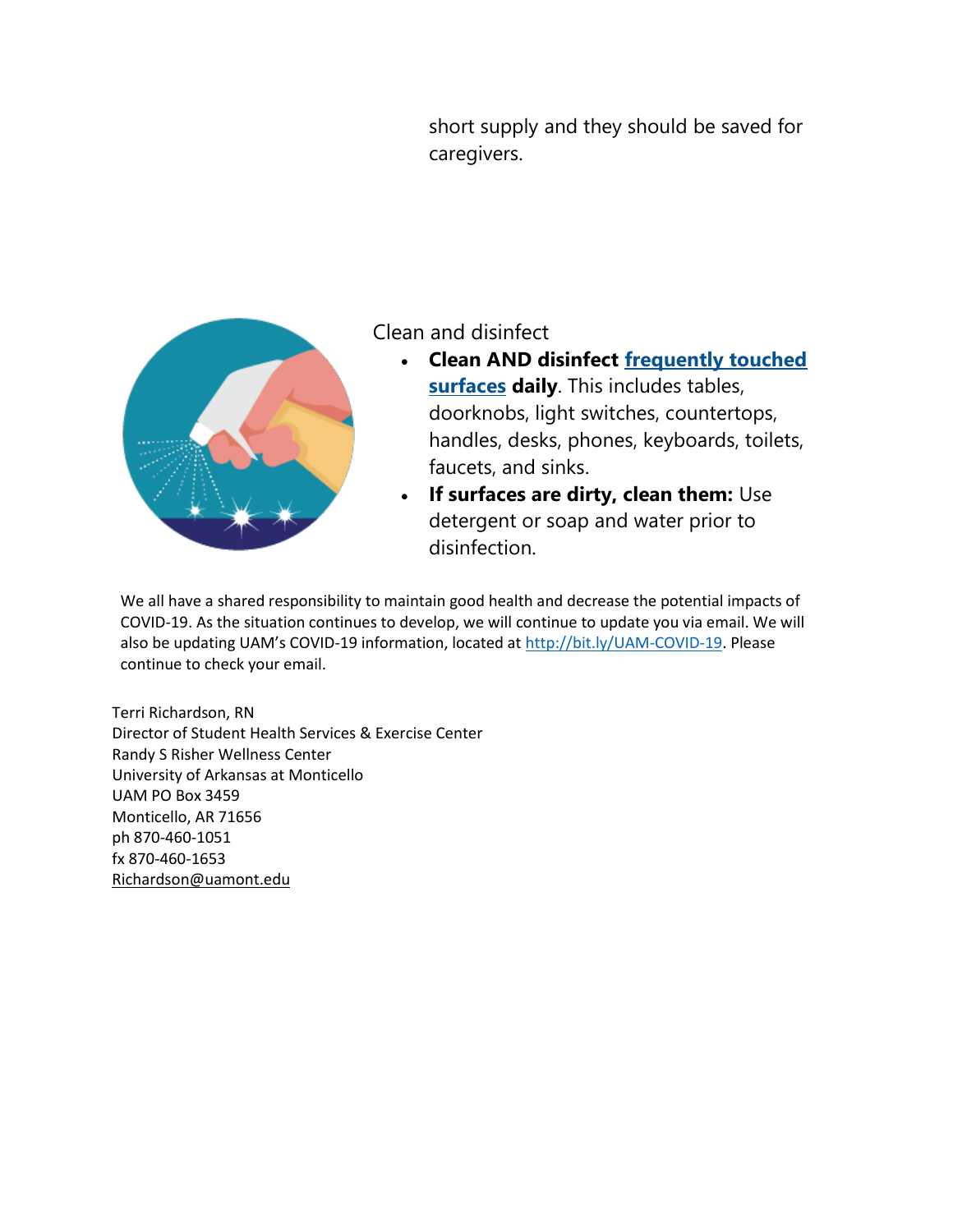short supply and they should be saved for caregivers.

Clean and disinfect

- **Clean AND disinfect frequently touched surfaces daily**. This includes tables, doorknobs, light switches, countertops, handles, desks, phones, keyboards, toilets, faucets, and sinks.
- **If surfaces are dirty, clean them:** Use detergent or soap and water prior to disinfection.

We all have a shared responsibility to maintain good health and decrease the potential impacts of COVID-19. As the situation continues to develop, we will continue to update you via email. We will also be updating UAM's COVID-19 information, located at http://bit.ly/UAM-COVID-19. Please continue to check your email.

Terri Richardson, RN
Director of Student Health Services & Exercise Center
Randy S Risher Wellness Center
University of Arkansas at Monticello
UAM PO Box 3459
Monticello, AR 71656
ph 870-460-1051
fx 870-460-1653
Richardson@uamont.edu